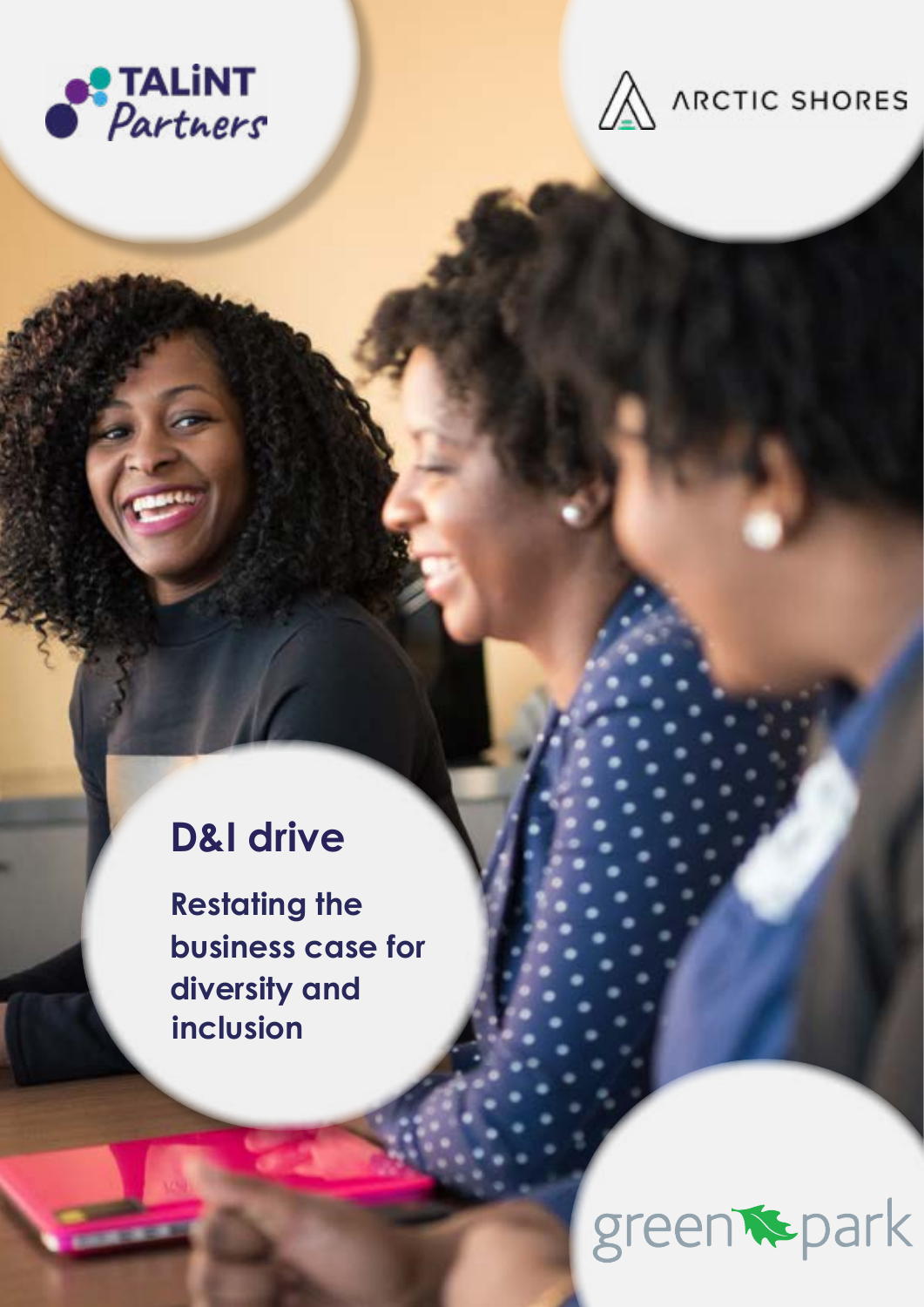TALiNT Partners

ARCTIC SHORES

# D&I drive

## Restating the business case for diversity and inclusion

green park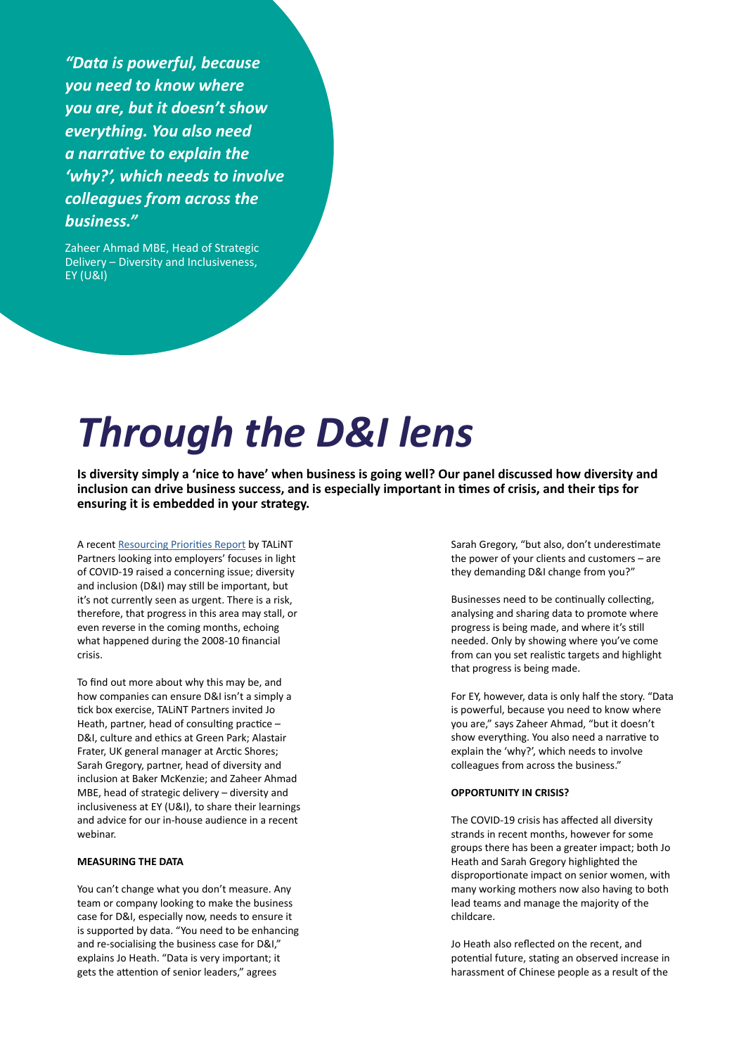*"Data is powerful, because you need to know where you are, but it doesn't show everything. You also need a narrative to explain the 'why?', which needs to involve colleagues from across the business."*

Zaheer Ahmad MBE, Head of Strategic Delivery – Diversity and Inclusiveness, EY (U&I)

# *Through the D&I lens*

**Is diversity simply a 'nice to have' when business is going well? Our panel discussed how diversity and inclusion can drive business success, and is especially important in times of crisis, and their tips for ensuring it is embedded in your strategy.**

A recent Resourcing Priorities Report by TALiNT Partners looking into employers' focuses in light of COVID-19 raised a concerning issue; diversity and inclusion (D&I) may still be important, but it's not currently seen as urgent. There is a risk, therefore, that progress in this area may stall, or even reverse in the coming months, echoing what happened during the 2008-10 financial crisis.

To find out more about why this may be, and how companies can ensure D&I isn't a simply a tick box exercise, TALiNT Partners invited Jo Heath, partner, head of consulting practice – D&I, culture and ethics at Green Park; Alastair Frater, UK general manager at Arctic Shores; Sarah Gregory, partner, head of diversity and inclusion at Baker McKenzie; and Zaheer Ahmad MBE, head of strategic delivery – diversity and inclusiveness at EY (U&I), to share their learnings and advice for our in-house audience in a recent webinar.

**MEASURING THE DATA**

You can't change what you don't measure. Any team or company looking to make the business case for D&I, especially now, needs to ensure it is supported by data. "You need to be enhancing and re-socialising the business case for D&I," explains Jo Heath. "Data is very important; it gets the attention of senior leaders," agrees Sarah Gregory, "but also, don't underestimate the power of your clients and customers – are they demanding D&I change from you?"

Businesses need to be continually collecting, analysing and sharing data to promote where progress is being made, and where it's still needed. Only by showing where you've come from can you set realistic targets and highlight that progress is being made.

For EY, however, data is only half the story. "Data is powerful, because you need to know where you are," says Zaheer Ahmad, "but it doesn't show everything. You also need a narrative to explain the 'why?', which needs to involve colleagues from across the business."

**OPPORTUNITY IN CRISIS?**

The COVID-19 crisis has affected all diversity strands in recent months, however for some groups there has been a greater impact; both Jo Heath and Sarah Gregory highlighted the disproportionate impact on senior women, with many working mothers now also having to both lead teams and manage the majority of the childcare.

Jo Heath also reflected on the recent, and potential future, stating an observed increase in harassment of Chinese people as a result of the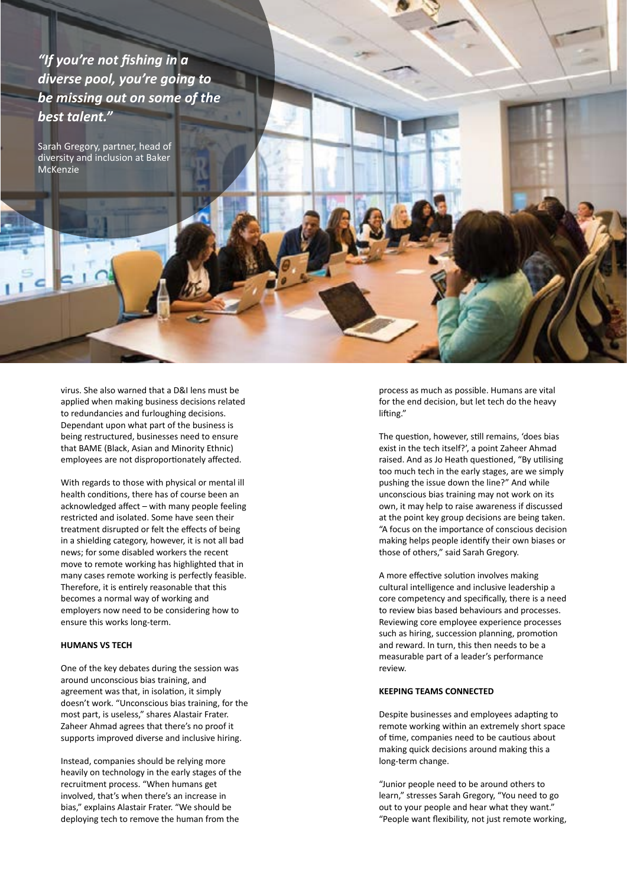*"If you're not fishing in a diverse pool, you're going to be missing out on some of the best talent."*

Sarah Gregory, partner, head of diversity and inclusion at Baker McKenzie

virus. She also warned that a D&I lens must be applied when making business decisions related to redundancies and furloughing decisions. Dependant upon what part of the business is being restructured, businesses need to ensure that BAME (Black, Asian and Minority Ethnic) employees are not disproportionately affected.

With regards to those with physical or mental ill health conditions, there has of course been an acknowledged affect – with many people feeling restricted and isolated. Some have seen their treatment disrupted or felt the effects of being in a shielding category, however, it is not all bad news; for some disabled workers the recent move to remote working has highlighted that in many cases remote working is perfectly feasible. Therefore, it is entirely reasonable that this becomes a normal way of working and employers now need to be considering how to ensure this works long-term.

**HUMANS VS TECH**

One of the key debates during the session was around unconscious bias training, and agreement was that, in isolation, it simply doesn't work. "Unconscious bias training, for the most part, is useless," shares Alastair Frater. Zaheer Ahmad agrees that there's no proof it supports improved diverse and inclusive hiring.

Instead, companies should be relying more heavily on technology in the early stages of the recruitment process. "When humans get involved, that's when there's an increase in bias," explains Alastair Frater. "We should be deploying tech to remove the human from the process as much as possible. Humans are vital for the end decision, but let tech do the heavy lifting."

The question, however, still remains, 'does bias exist in the tech itself?', a point Zaheer Ahmad raised. And as Jo Heath questioned, "By utilising too much tech in the early stages, are we simply pushing the issue down the line?" And while unconscious bias training may not work on its own, it may help to raise awareness if discussed at the point key group decisions are being taken. "A focus on the importance of conscious decision making helps people identify their own biases or those of others," said Sarah Gregory.

A more effective solution involves making cultural intelligence and inclusive leadership a core competency and specifically, there is a need to review bias based behaviours and processes. Reviewing core employee experience processes such as hiring, succession planning, promotion and reward. In turn, this then needs to be a measurable part of a leader's performance review.

**KEEPING TEAMS CONNECTED**

Despite businesses and employees adapting to remote working within an extremely short space of time, companies need to be cautious about making quick decisions around making this a long-term change.

"Junior people need to be around others to learn," stresses Sarah Gregory, "You need to go out to your people and hear what they want." "People want flexibility, not just remote working,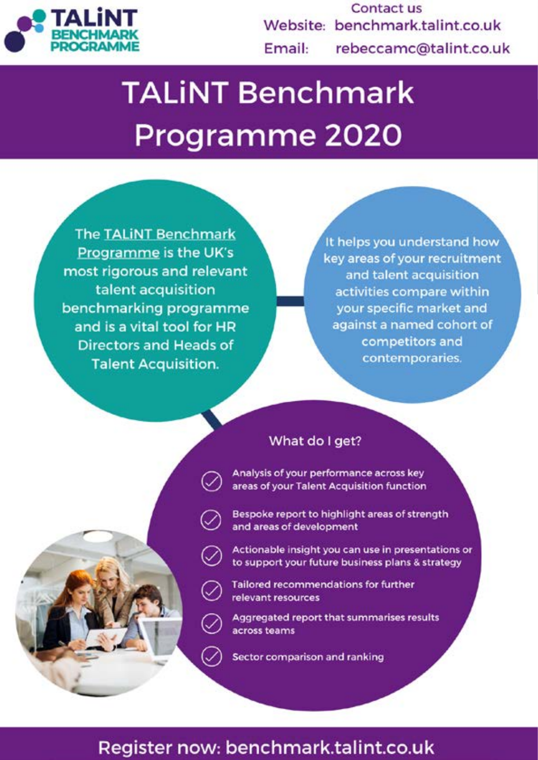**TALiNT BENCHMARK PROGRAMME**

Contact us
Website: benchmark.talint.co.uk
Email: rebeccamc@talint.co.uk

# TALiNT Benchmark Programme 2020

The TALiNT Benchmark Programme is the UK's most rigorous and relevant talent acquisition benchmarking programme and is a vital tool for HR Directors and Heads of Talent Acquisition.

It helps you understand how key areas of your recruitment and talent acquisition activities compare within your specific market and against a named cohort of competitors and contemporaries.

## What do I get?

- Analysis of your performance across key areas of your Talent Acquisition function
- Bespoke report to highlight areas of strength and areas of development
- Actionable insight you can use in presentations or to support your future business plans & strategy
- Tailored recommendations for further relevant resources
- Aggregated report that summarises results across teams
- Sector comparison and ranking

**Register now: benchmark.talint.co.uk**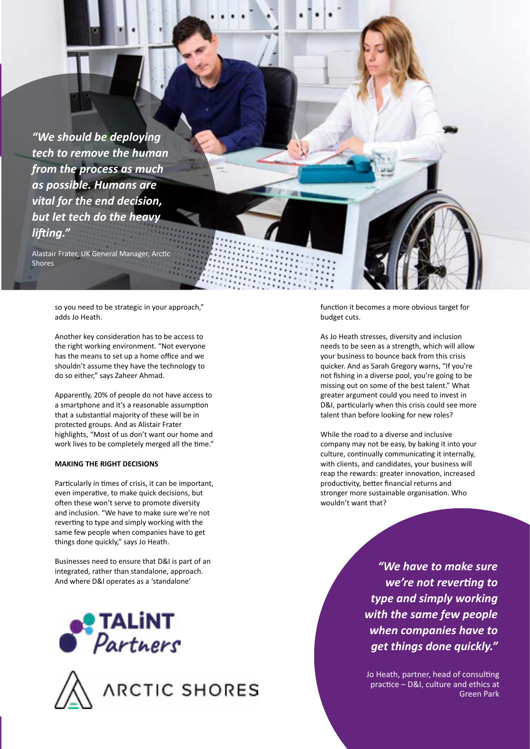*"We should be deploying tech to remove the human from the process as much as possible. Humans are vital for the end decision, but let tech do the heavy lifting."*

Alastair Frater, UK General Manager, Arctic Shores

so you need to be strategic in your approach," adds Jo Heath.

Another key consideration has to be access to the right working environment. "Not everyone has the means to set up a home office and we shouldn't assume they have the technology to do so either," says Zaheer Ahmad.

Apparently, 20% of people do not have access to a smartphone and it's a reasonable assumption that a substantial majority of these will be in protected groups. And as Alastair Frater highlights, "Most of us don't want our home and work lives to be completely merged all the time."

**MAKING THE RIGHT DECISIONS**

Particularly in times of crisis, it can be important, even imperative, to make quick decisions, but often these won't serve to promote diversity and inclusion. "We have to make sure we're not reverting to type and simply working with the same few people when companies have to get things done quickly," says Jo Heath.

Businesses need to ensure that D&I is part of an integrated, rather than standalone, approach. And where D&I operates as a 'standalone' function it becomes a more obvious target for budget cuts.

As Jo Heath stresses, diversity and inclusion needs to be seen as a strength, which will allow your business to bounce back from this crisis quicker. And as Sarah Gregory warns, "If you're not fishing in a diverse pool, you're going to be missing out on some of the best talent." What greater argument could you need to invest in D&I, particularly when this crisis could see more talent than before looking for new roles?

While the road to a diverse and inclusive company may not be easy, by baking it into your culture, continually communicating it internally, with clients, and candidates, your business will reap the rewards: greater innovation, increased productivity, better financial returns and stronger more sustainable organisation. Who wouldn't want that?

*"We have to make sure we're not reverting to type and simply working with the same few people when companies have to get things done quickly."*

Jo Heath, partner, head of consulting practice – D&I, culture and ethics at Green Park

TALiNT Partners

ARCTIC SHORES